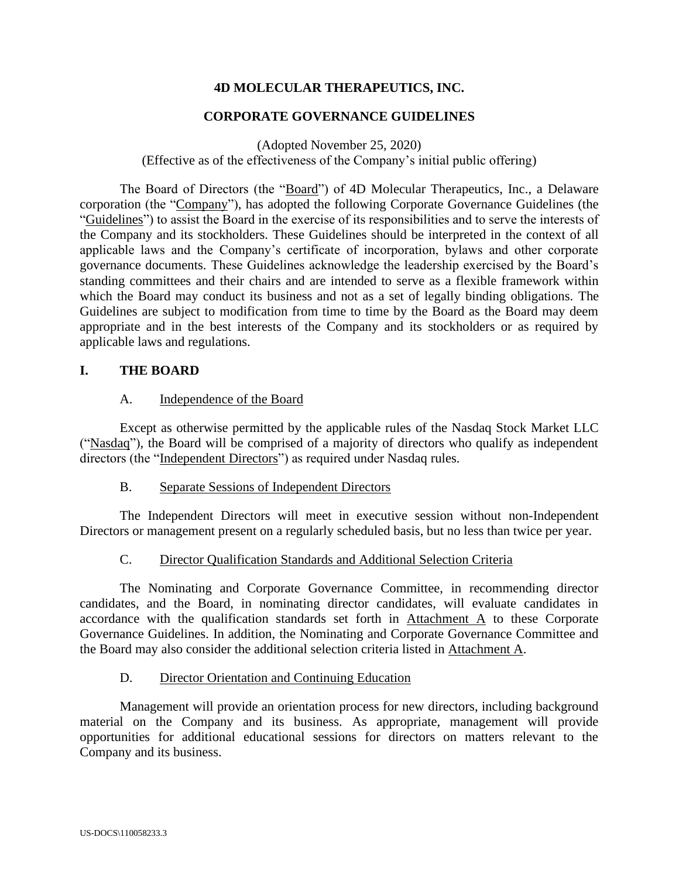# 4D MOLECULAR THERAPEUTICS, INC.

## CORPORATE GOVERNANCE GUIDELINES

(Adopted November 25, 2020)
(Effective as of the effectiveness of the Company's initial public offering)

The Board of Directors (the "Board") of 4D Molecular Therapeutics, Inc., a Delaware corporation (the "Company"), has adopted the following Corporate Governance Guidelines (the "Guidelines") to assist the Board in the exercise of its responsibilities and to serve the interests of the Company and its stockholders. These Guidelines should be interpreted in the context of all applicable laws and the Company's certificate of incorporation, bylaws and other corporate governance documents. These Guidelines acknowledge the leadership exercised by the Board's standing committees and their chairs and are intended to serve as a flexible framework within which the Board may conduct its business and not as a set of legally binding obligations. The Guidelines are subject to modification from time to time by the Board as the Board may deem appropriate and in the best interests of the Company and its stockholders or as required by applicable laws and regulations.

## I. THE BOARD

### A. Independence of the Board

Except as otherwise permitted by the applicable rules of the Nasdaq Stock Market LLC ("Nasdaq"), the Board will be comprised of a majority of directors who qualify as independent directors (the "Independent Directors") as required under Nasdaq rules.

### B. Separate Sessions of Independent Directors

The Independent Directors will meet in executive session without non-Independent Directors or management present on a regularly scheduled basis, but no less than twice per year.

### C. Director Qualification Standards and Additional Selection Criteria

The Nominating and Corporate Governance Committee, in recommending director candidates, and the Board, in nominating director candidates, will evaluate candidates in accordance with the qualification standards set forth in Attachment A to these Corporate Governance Guidelines. In addition, the Nominating and Corporate Governance Committee and the Board may also consider the additional selection criteria listed in Attachment A.

### D. Director Orientation and Continuing Education

Management will provide an orientation process for new directors, including background material on the Company and its business. As appropriate, management will provide opportunities for additional educational sessions for directors on matters relevant to the Company and its business.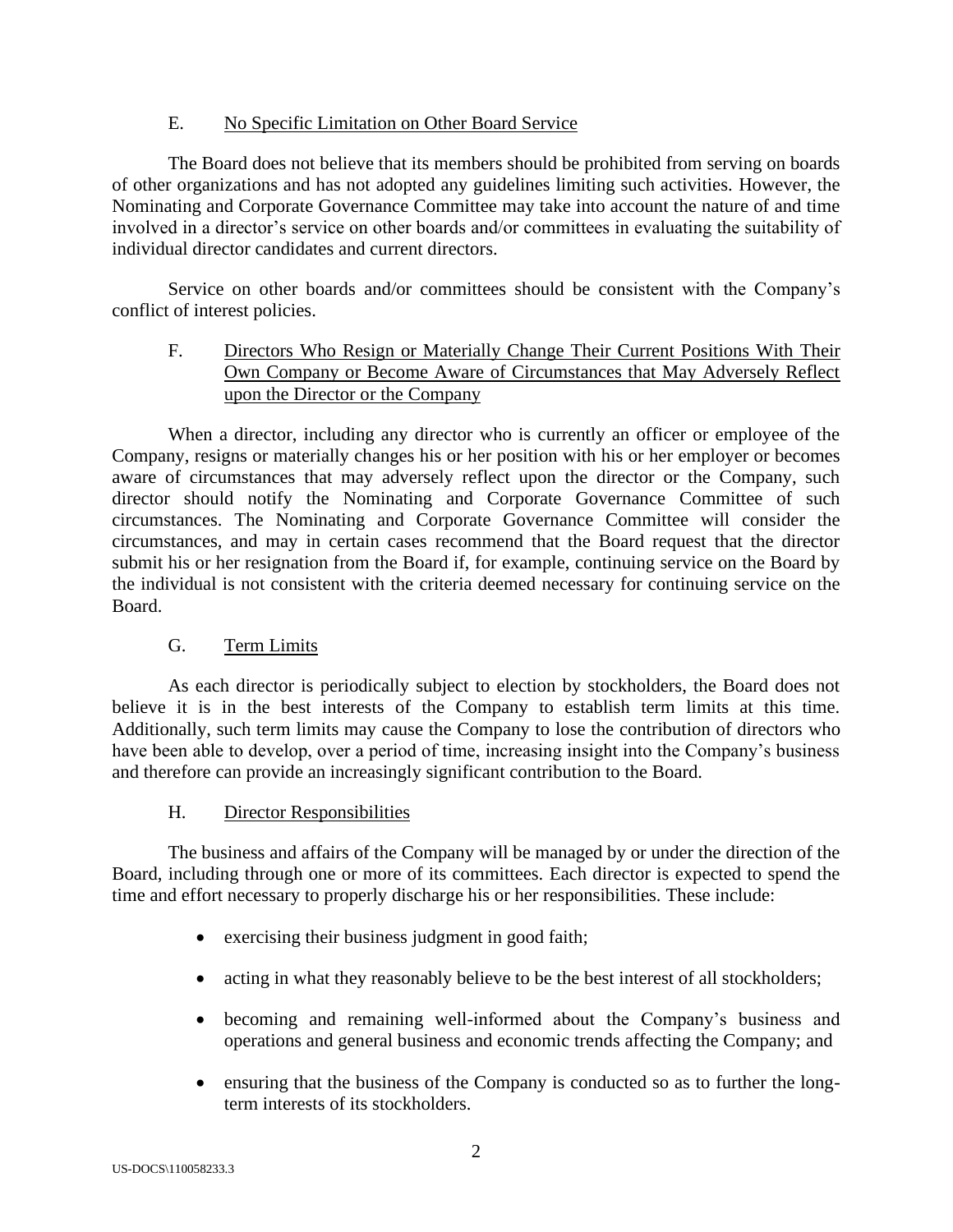### E. No Specific Limitation on Other Board Service

The Board does not believe that its members should be prohibited from serving on boards of other organizations and has not adopted any guidelines limiting such activities. However, the Nominating and Corporate Governance Committee may take into account the nature of and time involved in a director's service on other boards and/or committees in evaluating the suitability of individual director candidates and current directors.

Service on other boards and/or committees should be consistent with the Company's conflict of interest policies.

### F. Directors Who Resign or Materially Change Their Current Positions With Their Own Company or Become Aware of Circumstances that May Adversely Reflect upon the Director or the Company

When a director, including any director who is currently an officer or employee of the Company, resigns or materially changes his or her position with his or her employer or becomes aware of circumstances that may adversely reflect upon the director or the Company, such director should notify the Nominating and Corporate Governance Committee of such circumstances. The Nominating and Corporate Governance Committee will consider the circumstances, and may in certain cases recommend that the Board request that the director submit his or her resignation from the Board if, for example, continuing service on the Board by the individual is not consistent with the criteria deemed necessary for continuing service on the Board.

### G. Term Limits

As each director is periodically subject to election by stockholders, the Board does not believe it is in the best interests of the Company to establish term limits at this time. Additionally, such term limits may cause the Company to lose the contribution of directors who have been able to develop, over a period of time, increasing insight into the Company's business and therefore can provide an increasingly significant contribution to the Board.

### H. Director Responsibilities

The business and affairs of the Company will be managed by or under the direction of the Board, including through one or more of its committees. Each director is expected to spend the time and effort necessary to properly discharge his or her responsibilities. These include:

- exercising their business judgment in good faith;
- acting in what they reasonably believe to be the best interest of all stockholders;
- becoming and remaining well-informed about the Company's business and operations and general business and economic trends affecting the Company; and
- ensuring that the business of the Company is conducted so as to further the long-term interests of its stockholders.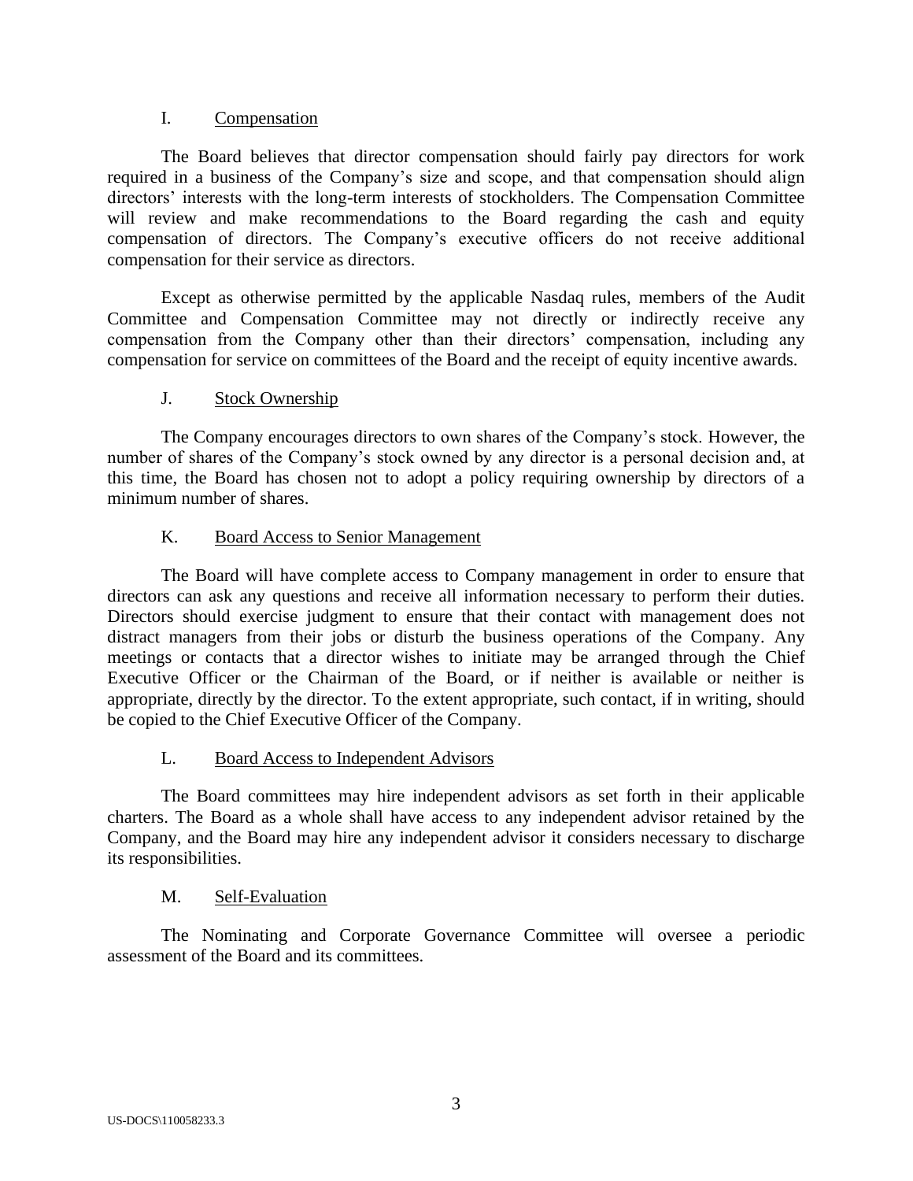### I. Compensation

The Board believes that director compensation should fairly pay directors for work required in a business of the Company's size and scope, and that compensation should align directors' interests with the long-term interests of stockholders. The Compensation Committee will review and make recommendations to the Board regarding the cash and equity compensation of directors. The Company's executive officers do not receive additional compensation for their service as directors.

Except as otherwise permitted by the applicable Nasdaq rules, members of the Audit Committee and Compensation Committee may not directly or indirectly receive any compensation from the Company other than their directors' compensation, including any compensation for service on committees of the Board and the receipt of equity incentive awards.

### J. Stock Ownership

The Company encourages directors to own shares of the Company's stock. However, the number of shares of the Company's stock owned by any director is a personal decision and, at this time, the Board has chosen not to adopt a policy requiring ownership by directors of a minimum number of shares.

### K. Board Access to Senior Management

The Board will have complete access to Company management in order to ensure that directors can ask any questions and receive all information necessary to perform their duties. Directors should exercise judgment to ensure that their contact with management does not distract managers from their jobs or disturb the business operations of the Company. Any meetings or contacts that a director wishes to initiate may be arranged through the Chief Executive Officer or the Chairman of the Board, or if neither is available or neither is appropriate, directly by the director. To the extent appropriate, such contact, if in writing, should be copied to the Chief Executive Officer of the Company.

### L. Board Access to Independent Advisors

The Board committees may hire independent advisors as set forth in their applicable charters. The Board as a whole shall have access to any independent advisor retained by the Company, and the Board may hire any independent advisor it considers necessary to discharge its responsibilities.

### M. Self-Evaluation

The Nominating and Corporate Governance Committee will oversee a periodic assessment of the Board and its committees.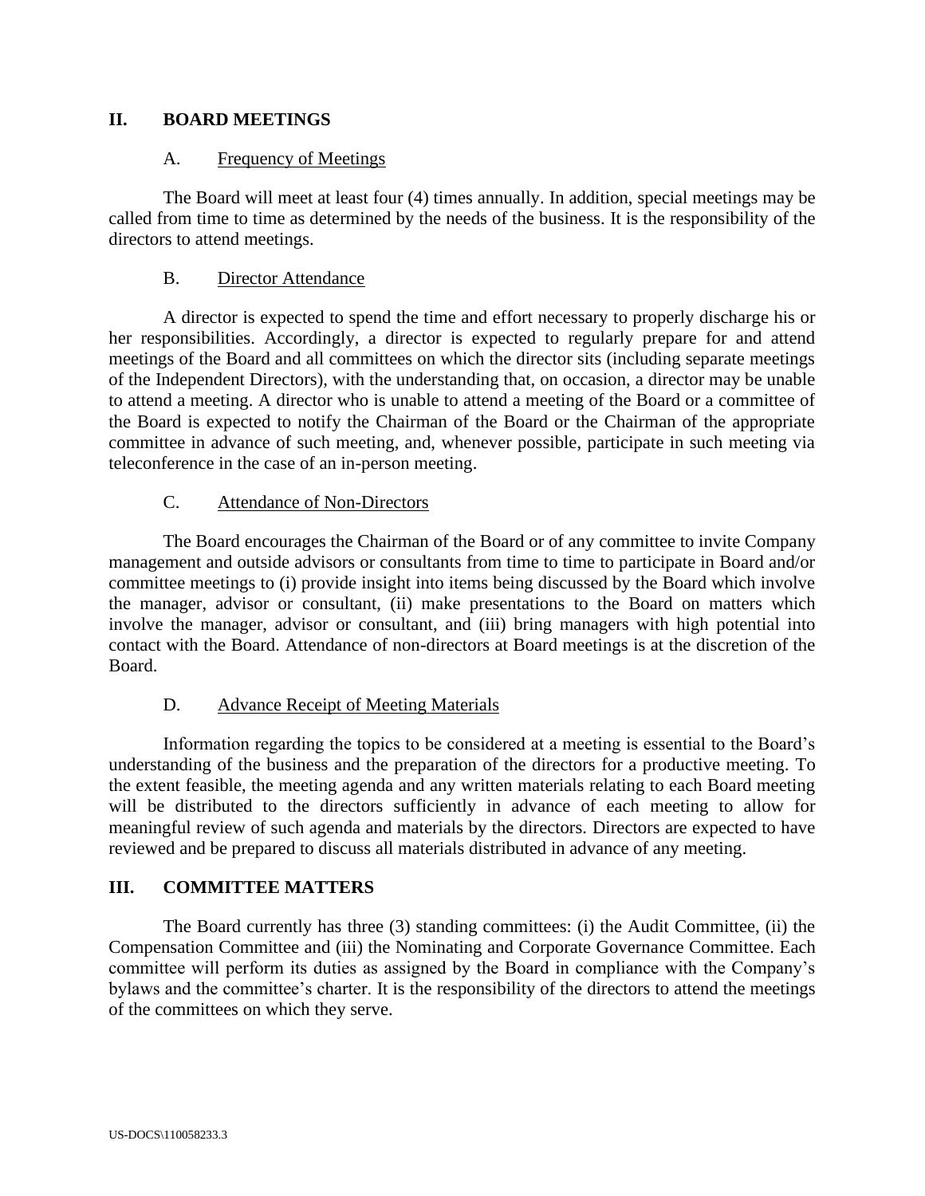## II. BOARD MEETINGS

### A. Frequency of Meetings

The Board will meet at least four (4) times annually. In addition, special meetings may be called from time to time as determined by the needs of the business. It is the responsibility of the directors to attend meetings.

### B. Director Attendance

A director is expected to spend the time and effort necessary to properly discharge his or her responsibilities. Accordingly, a director is expected to regularly prepare for and attend meetings of the Board and all committees on which the director sits (including separate meetings of the Independent Directors), with the understanding that, on occasion, a director may be unable to attend a meeting. A director who is unable to attend a meeting of the Board or a committee of the Board is expected to notify the Chairman of the Board or the Chairman of the appropriate committee in advance of such meeting, and, whenever possible, participate in such meeting via teleconference in the case of an in-person meeting.

### C. Attendance of Non-Directors

The Board encourages the Chairman of the Board or of any committee to invite Company management and outside advisors or consultants from time to time to participate in Board and/or committee meetings to (i) provide insight into items being discussed by the Board which involve the manager, advisor or consultant, (ii) make presentations to the Board on matters which involve the manager, advisor or consultant, and (iii) bring managers with high potential into contact with the Board. Attendance of non-directors at Board meetings is at the discretion of the Board.

### D. Advance Receipt of Meeting Materials

Information regarding the topics to be considered at a meeting is essential to the Board's understanding of the business and the preparation of the directors for a productive meeting. To the extent feasible, the meeting agenda and any written materials relating to each Board meeting will be distributed to the directors sufficiently in advance of each meeting to allow for meaningful review of such agenda and materials by the directors. Directors are expected to have reviewed and be prepared to discuss all materials distributed in advance of any meeting.

## III. COMMITTEE MATTERS

The Board currently has three (3) standing committees: (i) the Audit Committee, (ii) the Compensation Committee and (iii) the Nominating and Corporate Governance Committee. Each committee will perform its duties as assigned by the Board in compliance with the Company's bylaws and the committee's charter. It is the responsibility of the directors to attend the meetings of the committees on which they serve.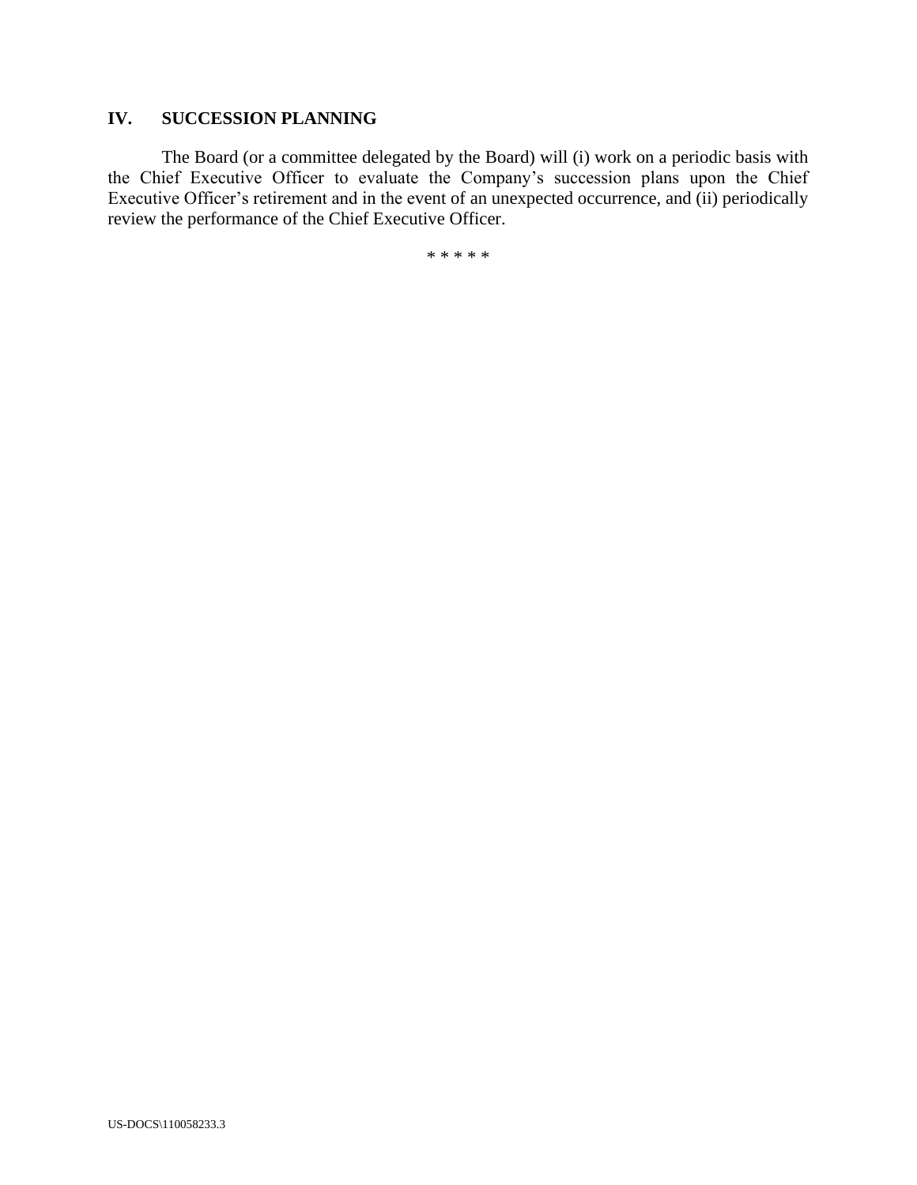## IV. SUCCESSION PLANNING

The Board (or a committee delegated by the Board) will (i) work on a periodic basis with the Chief Executive Officer to evaluate the Company's succession plans upon the Chief Executive Officer's retirement and in the event of an unexpected occurrence, and (ii) periodically review the performance of the Chief Executive Officer.

* * * * *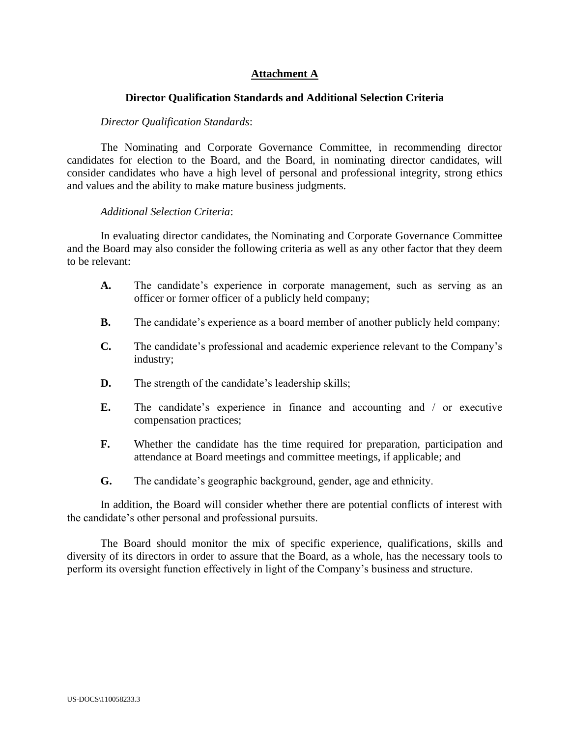## Attachment A

### Director Qualification Standards and Additional Selection Criteria

*Director Qualification Standards*:

The Nominating and Corporate Governance Committee, in recommending director candidates for election to the Board, and the Board, in nominating director candidates, will consider candidates who have a high level of personal and professional integrity, strong ethics and values and the ability to make mature business judgments.

*Additional Selection Criteria*:

In evaluating director candidates, the Nominating and Corporate Governance Committee and the Board may also consider the following criteria as well as any other factor that they deem to be relevant:

**A.** The candidate's experience in corporate management, such as serving as an officer or former officer of a publicly held company;

**B.** The candidate's experience as a board member of another publicly held company;

**C.** The candidate's professional and academic experience relevant to the Company's industry;

**D.** The strength of the candidate's leadership skills;

**E.** The candidate's experience in finance and accounting and / or executive compensation practices;

**F.** Whether the candidate has the time required for preparation, participation and attendance at Board meetings and committee meetings, if applicable; and

**G.** The candidate's geographic background, gender, age and ethnicity.

In addition, the Board will consider whether there are potential conflicts of interest with the candidate's other personal and professional pursuits.

The Board should monitor the mix of specific experience, qualifications, skills and diversity of its directors in order to assure that the Board, as a whole, has the necessary tools to perform its oversight function effectively in light of the Company's business and structure.

US-DOCS\110058233.3